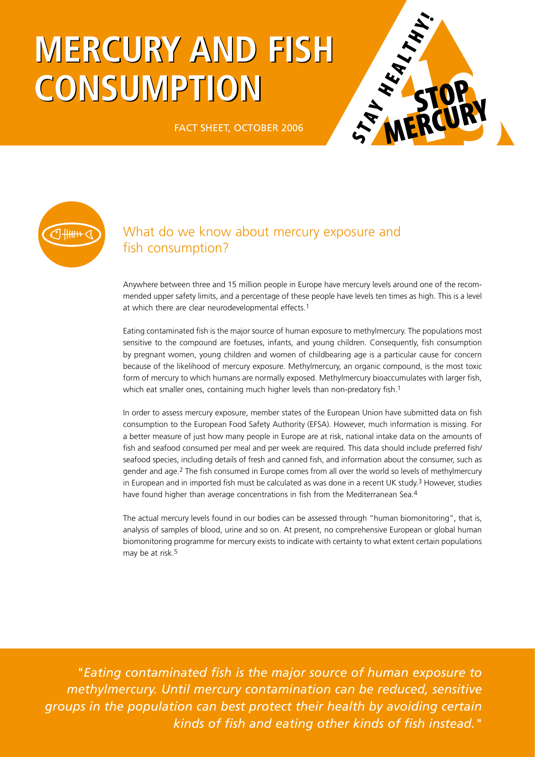# MERCURY AND FISH CONSUMPTION

FACT SHEET, OCTOBER 2006

STAY HEALTHY! STOP MERCURY

## What do we know about mercury exposure and fish consumption?

Anywhere between three and 15 million people in Europe have mercury levels around one of the recommended upper safety limits, and a percentage of these people have levels ten times as high. This is a level at which there are clear neurodevelopmental effects.[1]

Eating contaminated fish is the major source of human exposure to methylmercury. The populations most sensitive to the compound are foetuses, infants, and young children. Consequently, fish consumption by pregnant women, young children and women of childbearing age is a particular cause for concern because of the likelihood of mercury exposure. Methylmercury, an organic compound, is the most toxic form of mercury to which humans are normally exposed. Methylmercury bioaccumulates with larger fish, which eat smaller ones, containing much higher levels than non-predatory fish.[1]

In order to assess mercury exposure, member states of the European Union have submitted data on fish consumption to the European Food Safety Authority (EFSA). However, much information is missing. For a better measure of just how many people in Europe are at risk, national intake data on the amounts of fish and seafood consumed per meal and per week are required. This data should include preferred fish/seafood species, including details of fresh and canned fish, and information about the consumer, such as gender and age.[2] The fish consumed in Europe comes from all over the world so levels of methylmercury in European and in imported fish must be calculated as was done in a recent UK study.[3] However, studies have found higher than average concentrations in fish from the Mediterranean Sea.[4]

The actual mercury levels found in our bodies can be assessed through "human biomonitoring", that is, analysis of samples of blood, urine and so on. At present, no comprehensive European or global human biomonitoring programme for mercury exists to indicate with certainty to what extent certain populations may be at risk.[5]

*"Eating contaminated fish is the major source of human exposure to methylmercury. Until mercury contamination can be reduced, sensitive groups in the population can best protect their health by avoiding certain kinds of fish and eating other kinds of fish instead."*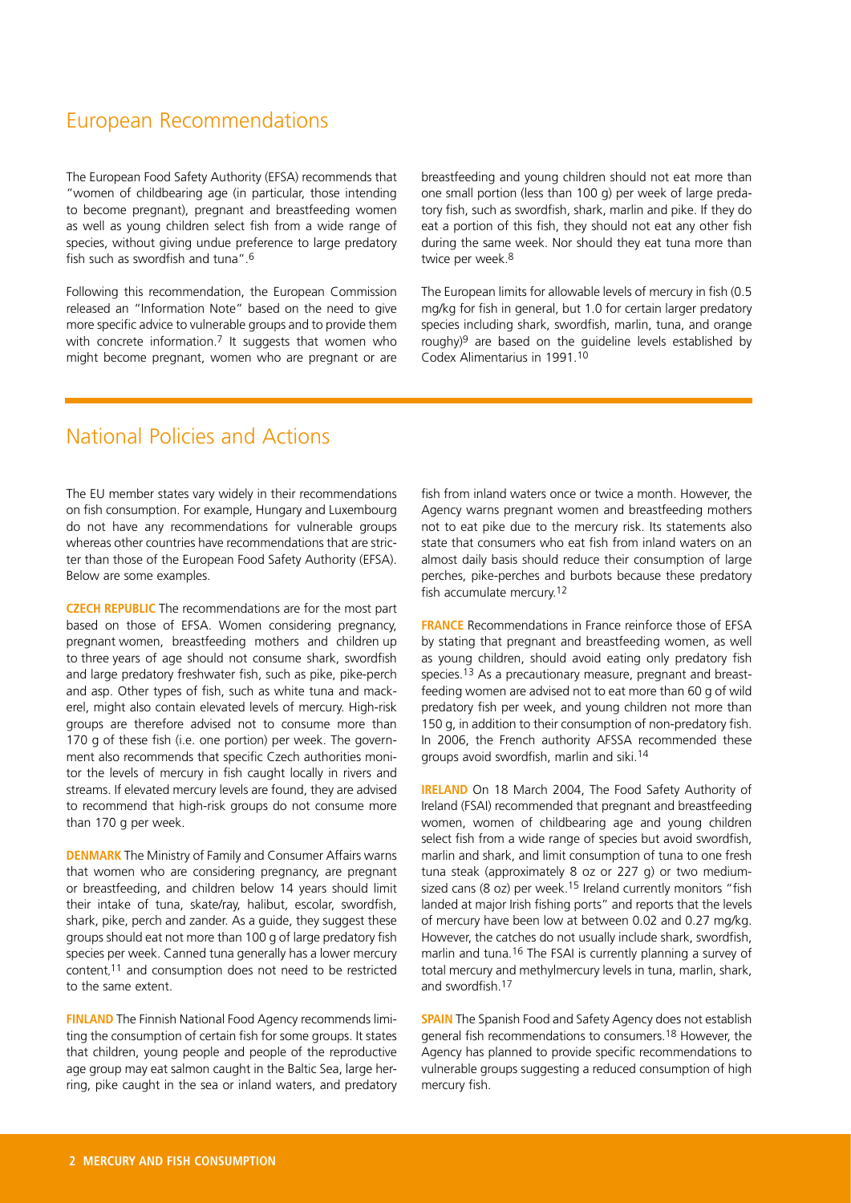## European Recommendations

The European Food Safety Authority (EFSA) recommends that "women of childbearing age (in particular, those intending to become pregnant), pregnant and breastfeeding women as well as young children select fish from a wide range of species, without giving undue preference to large predatory fish such as swordfish and tuna".[6]

Following this recommendation, the European Commission released an "Information Note" based on the need to give more specific advice to vulnerable groups and to provide them with concrete information.[7] It suggests that women who might become pregnant, women who are pregnant or are breastfeeding and young children should not eat more than one small portion (less than 100 g) per week of large predatory fish, such as swordfish, shark, marlin and pike. If they do eat a portion of this fish, they should not eat any other fish during the same week. Nor should they eat tuna more than twice per week.[8]

The European limits for allowable levels of mercury in fish (0.5 mg/kg for fish in general, but 1.0 for certain larger predatory species including shark, swordfish, marlin, tuna, and orange roughy)[9] are based on the guideline levels established by Codex Alimentarius in 1991.[10]

## National Policies and Actions

The EU member states vary widely in their recommendations on fish consumption. For example, Hungary and Luxembourg do not have any recommendations for vulnerable groups whereas other countries have recommendations that are stricter than those of the European Food Safety Authority (EFSA). Below are some examples.

**CZECH REPUBLIC** The recommendations are for the most part based on those of EFSA. Women considering pregnancy, pregnant women, breastfeeding mothers and children up to three years of age should not consume shark, swordfish and large predatory freshwater fish, such as pike, pike-perch and asp. Other types of fish, such as white tuna and mackerel, might also contain elevated levels of mercury. High-risk groups are therefore advised not to consume more than 170 g of these fish (i.e. one portion) per week. The government also recommends that specific Czech authorities monitor the levels of mercury in fish caught locally in rivers and streams. If elevated mercury levels are found, they are advised to recommend that high-risk groups do not consume more than 170 g per week.

**DENMARK** The Ministry of Family and Consumer Affairs warns that women who are considering pregnancy, are pregnant or breastfeeding, and children below 14 years should limit their intake of tuna, skate/ray, halibut, escolar, swordfish, shark, pike, perch and zander. As a guide, they suggest these groups should eat not more than 100 g of large predatory fish species per week. Canned tuna generally has a lower mercury content,[11] and consumption does not need to be restricted to the same extent.

**FINLAND** The Finnish National Food Agency recommends limiting the consumption of certain fish for some groups. It states that children, young people and people of the reproductive age group may eat salmon caught in the Baltic Sea, large herring, pike caught in the sea or inland waters, and predatory fish from inland waters once or twice a month. However, the Agency warns pregnant women and breastfeeding mothers not to eat pike due to the mercury risk. Its statements also state that consumers who eat fish from inland waters on an almost daily basis should reduce their consumption of large perches, pike-perches and burbots because these predatory fish accumulate mercury.[12]

**FRANCE** Recommendations in France reinforce those of EFSA by stating that pregnant and breastfeeding women, as well as young children, should avoid eating only predatory fish species.[13] As a precautionary measure, pregnant and breastfeeding women are advised not to eat more than 60 g of wild predatory fish per week, and young children not more than 150 g, in addition to their consumption of non-predatory fish. In 2006, the French authority AFSSA recommended these groups avoid swordfish, marlin and siki.[14]

**IRELAND** On 18 March 2004, The Food Safety Authority of Ireland (FSAI) recommended that pregnant and breastfeeding women, women of childbearing age and young children select fish from a wide range of species but avoid swordfish, marlin and shark, and limit consumption of tuna to one fresh tuna steak (approximately 8 oz or 227 g) or two medium-sized cans (8 oz) per week.[15] Ireland currently monitors "fish landed at major Irish fishing ports" and reports that the levels of mercury have been low at between 0.02 and 0.27 mg/kg. However, the catches do not usually include shark, swordfish, marlin and tuna.[16] The FSAI is currently planning a survey of total mercury and methylmercury levels in tuna, marlin, shark, and swordfish.[17]

**SPAIN** The Spanish Food and Safety Agency does not establish general fish recommendations to consumers.[18] However, the Agency has planned to provide specific recommendations to vulnerable groups suggesting a reduced consumption of high mercury fish.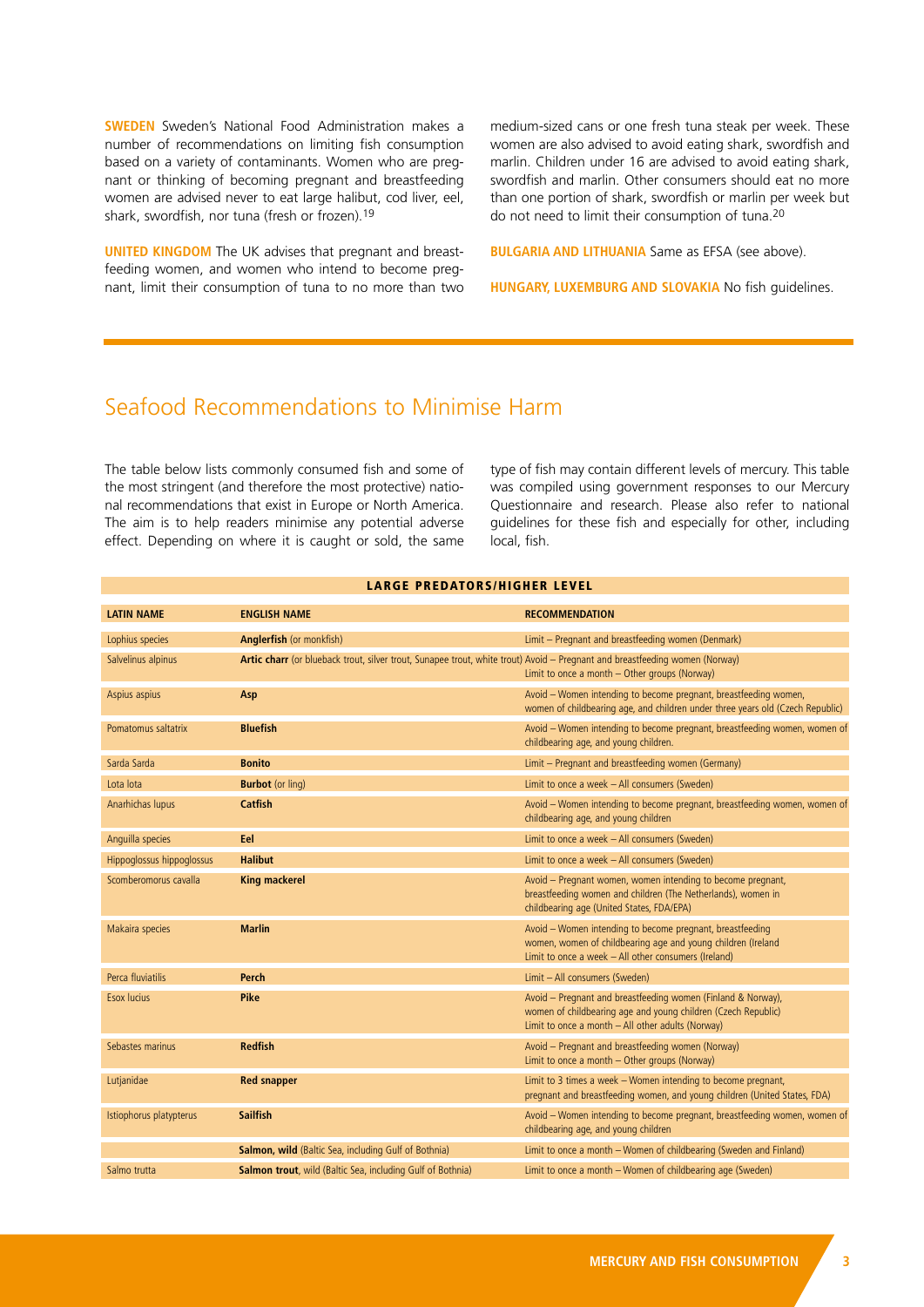**SWEDEN** Sweden's National Food Administration makes a number of recommendations on limiting fish consumption based on a variety of contaminants. Women who are pregnant or thinking of becoming pregnant and breastfeeding women are advised never to eat large halibut, cod liver, eel, shark, swordfish, nor tuna (fresh or frozen).[19]

**UNITED KINGDOM** The UK advises that pregnant and breastfeeding women, and women who intend to become pregnant, limit their consumption of tuna to no more than two medium-sized cans or one fresh tuna steak per week. These women are also advised to avoid eating shark, swordfish and marlin. Children under 16 are advised to avoid eating shark, swordfish and marlin. Other consumers should eat no more than one portion of shark, swordfish or marlin per week but do not need to limit their consumption of tuna.[20]

**BULGARIA AND LITHUANIA** Same as EFSA (see above).

**HUNGARY, LUXEMBURG AND SLOVAKIA** No fish guidelines.

## Seafood Recommendations to Minimise Harm

The table below lists commonly consumed fish and some of the most stringent (and therefore the most protective) national recommendations that exist in Europe or North America. The aim is to help readers minimise any potential adverse effect. Depending on where it is caught or sold, the same type of fish may contain different levels of mercury. This table was compiled using government responses to our Mercury Questionnaire and research. Please also refer to national guidelines for these fish and especially for other, including local, fish.

| LARGE PREDATORS/HIGHER LEVEL | | |
|---|---|---|
| **LATIN NAME** | **ENGLISH NAME** | **RECOMMENDATION** |
| Lophius species | **Anglerfish** (or monkfish) | Limit – Pregnant and breastfeeding women (Denmark) |
| Salvelinus alpinus | **Artic charr** (or blueback trout, silver trout, Sunapee trout, white trout) | Avoid – Pregnant and breastfeeding women (Norway)<br>Limit to once a month – Other groups (Norway) |
| Aspius aspius | **Asp** | Avoid – Women intending to become pregnant, breastfeeding women, women of childbearing age, and children under three years old (Czech Republic) |
| Pomatomus saltatrix | **Bluefish** | Avoid – Women intending to become pregnant, breastfeeding women, women of childbearing age, and young children. |
| Sarda Sarda | **Bonito** | Limit – Pregnant and breastfeeding women (Germany) |
| Lota lota | **Burbot** (or ling) | Limit to once a week – All consumers (Sweden) |
| Anarhichas lupus | **Catfish** | Avoid – Women intending to become pregnant, breastfeeding women, women of childbearing age, and young children |
| Anguilla species | **Eel** | Limit to once a week – All consumers (Sweden) |
| Hippoglossus hippoglossus | **Halibut** | Limit to once a week – All consumers (Sweden) |
| Scomberomorus cavalla | **King mackerel** | Avoid – Pregnant women, women intending to become pregnant, breastfeeding women and children (The Netherlands), women in childbearing age (United States, FDA/EPA) |
| Makaira species | **Marlin** | Avoid – Women intending to become pregnant, breastfeeding women, women of childbearing age and young children (Ireland<br>Limit to once a week – All other consumers (Ireland) |
| Perca fluviatilis | **Perch** | Limit – All consumers (Sweden) |
| Esox lucius | **Pike** | Avoid – Pregnant and breastfeeding women (Finland & Norway), women of childbearing age and young children (Czech Republic)<br>Limit to once a month – All other adults (Norway) |
| Sebastes marinus | **Redfish** | Avoid – Pregnant and breastfeeding women (Norway)<br>Limit to once a month – Other groups (Norway) |
| Lutjanidae | **Red snapper** | Limit to 3 times a week – Women intending to become pregnant, pregnant and breastfeeding women, and young children (United States, FDA) |
| Istiophorus platypterus | **Sailfish** | Avoid – Women intending to become pregnant, breastfeeding women, women of childbearing age, and young children |
| | **Salmon, wild** (Baltic Sea, including Gulf of Bothnia) | Limit to once a month – Women of childbearing (Sweden and Finland) |
| Salmo trutta | **Salmon trout**, wild (Baltic Sea, including Gulf of Bothnia) | Limit to once a month – Women of childbearing age (Sweden) |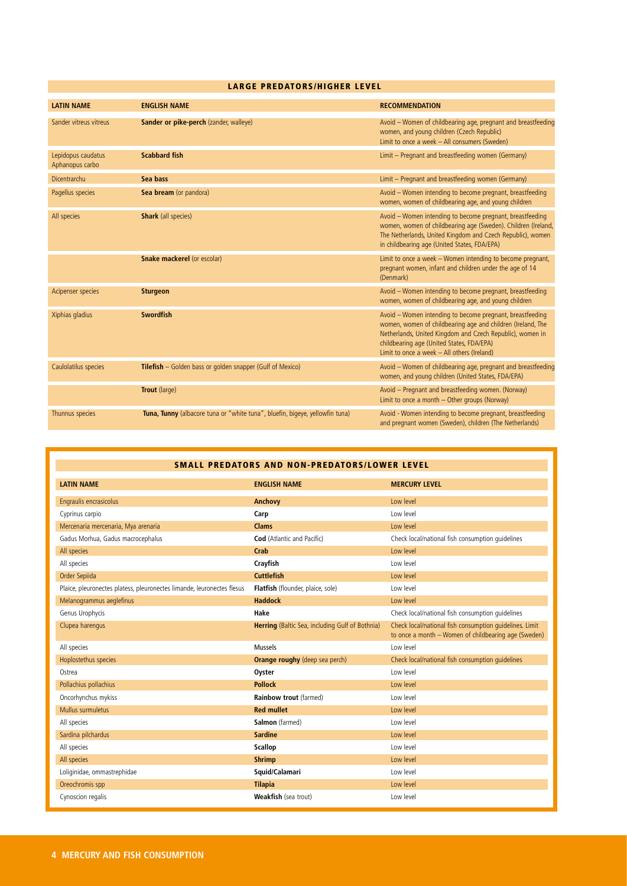## LARGE PREDATORS/HIGHER LEVEL

| LATIN NAME | ENGLISH NAME | RECOMMENDATION |
|---|---|---|
| Sander vitreus vitreus | **Sander or pike-perch** (zander, walleye) | Avoid – Women of childbearing age, pregnant and breastfeeding women, and young children (Czech Republic)<br>Limit to once a week – All consumers (Sweden) |
| Lepidopus caudatus Aphanopus carbo | **Scabbard fish** | Limit – Pregnant and breastfeeding women (Germany) |
| Dicentrarchu | **Sea bass** | Limit – Pregnant and breastfeeding women (Germany) |
| Pagellus species | **Sea bream** (or pandora) | Avoid – Women intending to become pregnant, breastfeeding women, women of childbearing age, and young children |
| All species | **Shark** (all species) | Avoid – Women intending to become pregnant, breastfeeding women, women of childbearing age (Sweden). Children (Ireland, The Netherlands, United Kingdom and Czech Republic), women in childbearing age (United States, FDA/EPA) |
| | **Snake mackerel** (or escolar) | Limit to once a week – Women intending to become pregnant, pregnant women, infant and children under the age of 14 (Denmark) |
| Acipenser species | **Sturgeon** | Avoid – Women intending to become pregnant, breastfeeding women, women of childbearing age, and young children |
| Xiphias gladius | **Swordfish** | Avoid – Women intending to become pregnant, breastfeeding women, women of childbearing age and children (Ireland, The Netherlands, United Kingdom and Czech Republic), women in childbearing age (United States, FDA/EPA)<br>Limit to once a week – All others (Ireland) |
| Caulolatilus species | **Tilefish** – Golden bass or golden snapper (Gulf of Mexico) | Avoid – Women of childbearing age, pregnant and breastfeeding women, and young children (United States, FDA/EPA) |
| | **Trout** (large) | Avoid – Pregnant and breastfeeding women. (Norway)<br>Limit to once a month – Other groups (Norway) |
| Thunnus species | **Tuna, Tunny** (albacore tuna or "white tuna", bluefin, bigeye, yellowfin tuna) | Avoid - Women intending to become pregnant, breastfeeding and pregnant women (Sweden), children (The Netherlands) |

## SMALL PREDATORS AND NON-PREDATORS/LOWER LEVEL

| LATIN NAME | ENGLISH NAME | MERCURY LEVEL |
|---|---|---|
| Engraulis encrasicolus | **Anchovy** | Low level |
| Cyprinus carpio | **Carp** | Low level |
| Mercenaria mercenaria, Mya arenaria | **Clams** | Low level |
| Gadus Morhua, Gadus macrocephalus | **Cod** (Atlantic and Pacific) | Check local/national fish consumption guidelines |
| All species | **Crab** | Low level |
| All species | **Crayfish** | Low level |
| Order Sepiida | **Cuttlefish** | Low level |
| Plaice, pleuronectes platess, pleuronectes limande, leuronectes flesus | **Flatfish** (flounder, plaice, sole) | Low level |
| Melanogrammus aeglefinus | **Haddock** | Low level |
| Genus Urophycis | **Hake** | Check local/national fish consumption guidelines |
| Clupea harengus | **Herring** (Baltic Sea, including Gulf of Bothnia) | Check local/national fish consumption guidelines. Limit to once a month – Women of childbearing age (Sweden) |
| All species | **Mussels** | Low level |
| Hoplostethus species | **Orange roughy** (deep sea perch) | Check local/national fish consumption guidelines |
| Ostrea | **Oyster** | Low level |
| Pollachius pollachius | **Pollock** | Low level |
| Oncorhynchus mykiss | **Rainbow trout** (farmed) | Low level |
| Mullus surmuletus | **Red mullet** | Low level |
| All species | **Salmon** (farmed) | Low level |
| Sardina pilchardus | **Sardine** | Low level |
| All species | **Scallop** | Low level |
| All species | **Shrimp** | Low level |
| Loliginidae, ommastrephidae | **Squid/Calamari** | Low level |
| Oreochromis spp | **Tilapia** | Low level |
| Cynoscion regalis | **Weakfish** (sea trout) | Low level |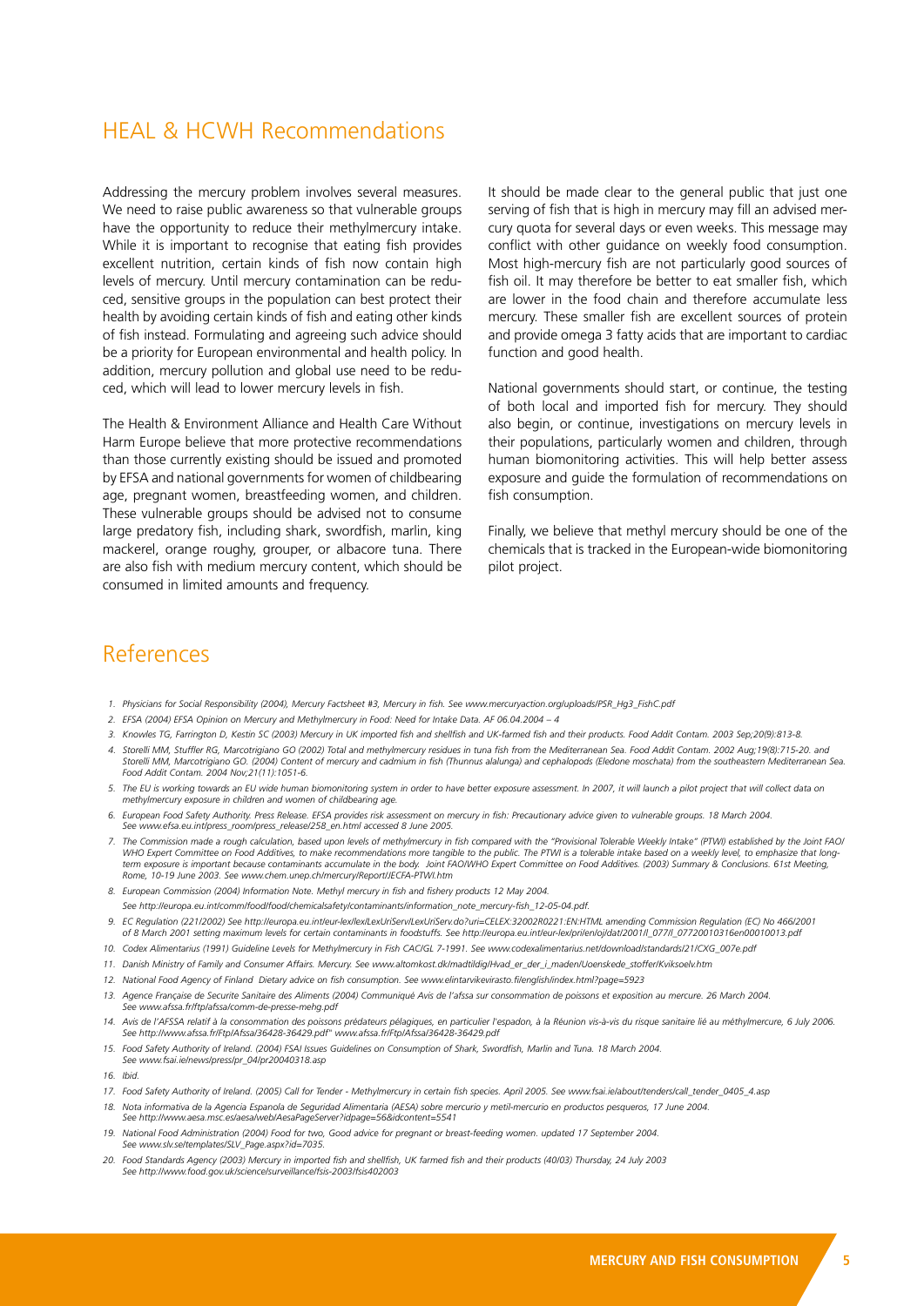## HEAL & HCWH Recommendations

Addressing the mercury problem involves several measures. We need to raise public awareness so that vulnerable groups have the opportunity to reduce their methylmercury intake. While it is important to recognise that eating fish provides excellent nutrition, certain kinds of fish now contain high levels of mercury. Until mercury contamination can be reduced, sensitive groups in the population can best protect their health by avoiding certain kinds of fish and eating other kinds of fish instead. Formulating and agreeing such advice should be a priority for European environmental and health policy. In addition, mercury pollution and global use need to be reduced, which will lead to lower mercury levels in fish.

The Health & Environment Alliance and Health Care Without Harm Europe believe that more protective recommendations than those currently existing should be issued and promoted by EFSA and national governments for women of childbearing age, pregnant women, breastfeeding women, and children. These vulnerable groups should be advised not to consume large predatory fish, including shark, swordfish, marlin, king mackerel, orange roughy, grouper, or albacore tuna. There are also fish with medium mercury content, which should be consumed in limited amounts and frequency.

It should be made clear to the general public that just one serving of fish that is high in mercury may fill an advised mercury quota for several days or even weeks. This message may conflict with other guidance on weekly food consumption. Most high-mercury fish are not particularly good sources of fish oil. It may therefore be better to eat smaller fish, which are lower in the food chain and therefore accumulate less mercury. These smaller fish are excellent sources of protein and provide omega 3 fatty acids that are important to cardiac function and good health.

National governments should start, or continue, the testing of both local and imported fish for mercury. They should also begin, or continue, investigations on mercury levels in their populations, particularly women and children, through human biomonitoring activities. This will help better assess exposure and guide the formulation of recommendations on fish consumption.

Finally, we believe that methyl mercury should be one of the chemicals that is tracked in the European-wide biomonitoring pilot project.

## References

1. *Physicians for Social Responsibility (2004), Mercury Factsheet #3, Mercury in fish. See www.mercuryaction.org/uploads/PSR_Hg3_FishC.pdf*
2. *EFSA (2004) EFSA Opinion on Mercury and Methylmercury in Food: Need for Intake Data. AF 06.04.2004 – 4*
3. *Knowles TG, Farrington D, Kestin SC (2003) Mercury in UK imported fish and shellfish and UK-farmed fish and their products. Food Addit Contam. 2003 Sep;20(9):813-8.*
4. *Storelli MM, Stuffler RG, Marcotrigiano GO (2002) Total and methylmercury residues in tuna fish from the Mediterranean Sea. Food Addit Contam. 2002 Aug;19(8):715-20. and Storelli MM, Marcotrigiano GO. (2004) Content of mercury and cadmium in fish (Thunnus alalunga) and cephalopods (Eledone moschata) from the southeastern Mediterranean Sea. Food Addit Contam. 2004 Nov;21(11):1051-6.*
5. *The EU is working towards an EU wide human biomonitoring system in order to have better exposure assessment. In 2007, it will launch a pilot project that will collect data on methylmercury exposure in children and women of childbearing age.*
6. *European Food Safety Authority. Press Release. EFSA provides risk assessment on mercury in fish: Precautionary advice given to vulnerable groups. 18 March 2004. See www.efsa.eu.int/press_room/press_release/258_en.html accessed 8 June 2005.*
7. *The Commission made a rough calculation, based upon levels of methylmercury in fish compared with the "Provisional Tolerable Weekly Intake" (PTWI) established by the Joint FAO/WHO Expert Committee on Food Additives, to make recommendations more tangible to the public. The PTWI is a tolerable intake based on a weekly level, to emphasize that long-term exposure is important because contaminants accumulate in the body. Joint FAO/WHO Expert Committee on Food Additives. (2003) Summary & Conclusions. 61st Meeting, Rome, 10-19 June 2003. See www.chem.unep.ch/mercury/Report/JECFA-PTWI.htm*
8. *European Commission (2004) Information Note. Methyl mercury in fish and fishery products 12 May 2004. See http://europa.eu.int/comm/food/food/chemicalsafety/contaminants/information_note_mercury-fish_12-05-04.pdf.*
9. *EC Regulation (221/2002) See http://europa.eu.int/eur-lex/lex/LexUriServ/LexUriServ.do?uri=CELEX:32002R0221:EN:HTML amending Commission Regulation (EC) No 466/2001 of 8 March 2001 setting maximum levels for certain contaminants in foodstuffs. See http://europa.eu.int/eur-lex/pri/en/oj/dat/2001/l_077/l_07720010316en00010013.pdf*
10. *Codex Alimentarius (1991) Guideline Levels for Methylmercury in Fish CAC/GL 7-1991. See www.codexalimentarius.net/download/standards/21/CXG_007e.pdf*
11. *Danish Ministry of Family and Consumer Affairs. Mercury. See www.altomkost.dk/madtildig/Hvad_er_der_i_maden/Uoenskede_stoffer/Kviksoelv.htm*
12. *National Food Agency of Finland Dietary advice on fish consumption. See www.elintarvikevirasto.fi/english/index.html?page=5923*
13. *Agence Française de Securite Sanitaire des Aliments (2004) Communiqué Avis de l'afssa sur consommation de poissons et exposition au mercure. 26 March 2004. See www.afssa.fr/ftp/afssa/comm-de-presse-mehg.pdf*
14. *Avis de l'AFSSA relatif à la consommation des poissons prédateurs pélagiques, en particulier l'espadon, à la Réunion vis-à-vis du risque sanitaire lié au méthylmercure, 6 July 2006. See http://www.afssa.fr/Ftp/Afssa/36428-36429.pdf" www.afssa.fr/Ftp/Afssa/36428-36429.pdf*
15. *Food Safety Authority of Ireland. (2004) FSAI Issues Guidelines on Consumption of Shark, Swordfish, Marlin and Tuna. 18 March 2004. See www.fsai.ie/news/press/pr_04/pr20040318.asp*
16. *Ibid.*
17. *Food Safety Authority of Ireland. (2005) Call for Tender - Methylmercury in certain fish species. April 2005. See www.fsai.ie/about/tenders/call_tender_0405_4.asp*
18. *Nota informativa de la Agencia Espanola de Seguridad Alimentaria (AESA) sobre mercurio y metil-mercurio en productos pesqueros, 17 June 2004. See http://www.aesa.msc.es/aesa/web/AesaPageServer?idpage=56&idcontent=5541*
19. *National Food Administration (2004) Food for two, Good advice for pregnant or breast-feeding women. updated 17 September 2004. See www.slv.se/templates/SLV_Page.aspx?id=7035.*
20. *Food Standards Agency (2003) Mercury in imported fish and shellfish, UK farmed fish and their products (40/03) Thursday, 24 July 2003 See http://www.food.gov.uk/science/surveillance/fsis-2003/fsis402003*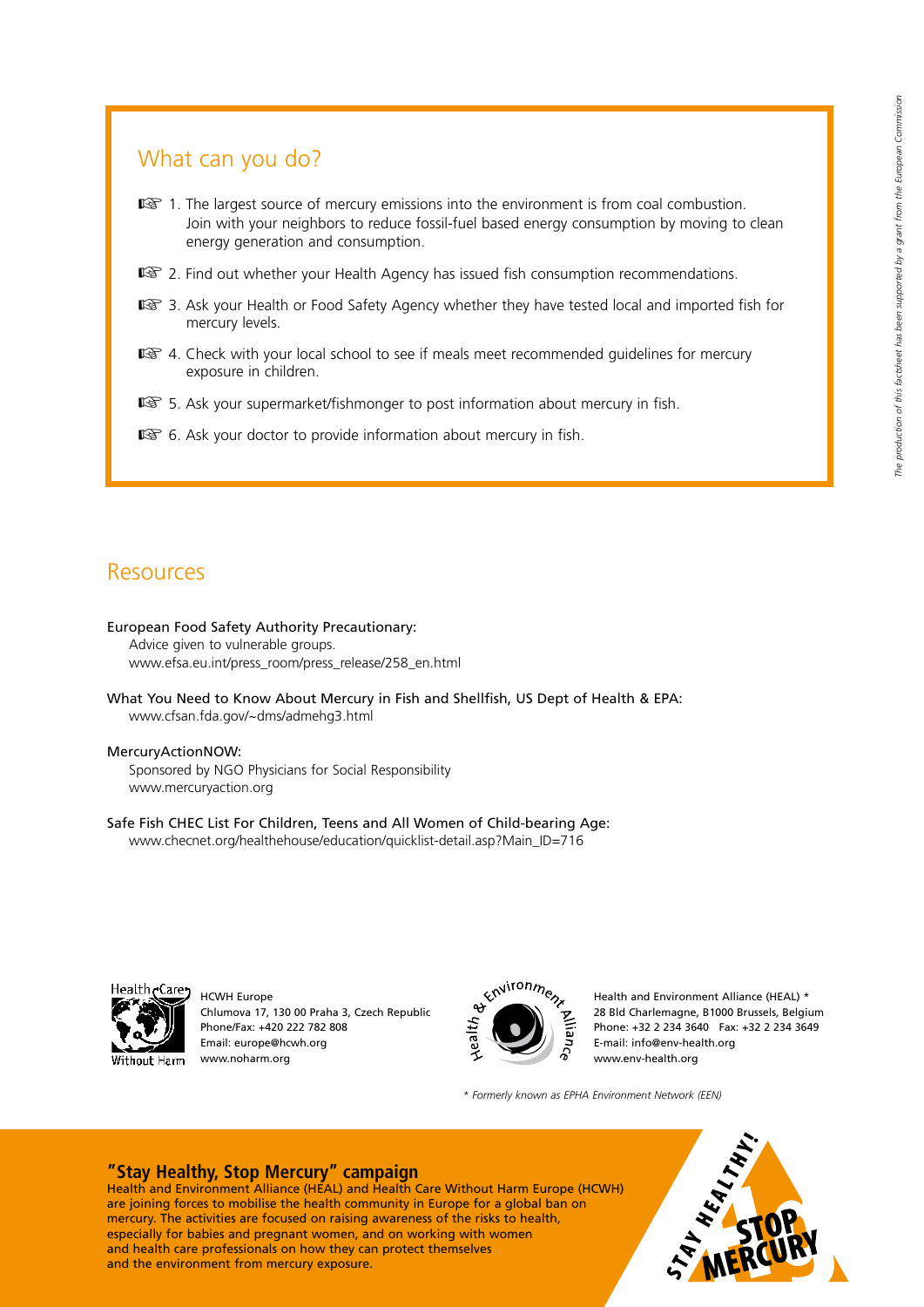## What can you do?

- ☞ 1. The largest source of mercury emissions into the environment is from coal combustion. Join with your neighbors to reduce fossil-fuel based energy consumption by moving to clean energy generation and consumption.
- ☞ 2. Find out whether your Health Agency has issued fish consumption recommendations.
- ☞ 3. Ask your Health or Food Safety Agency whether they have tested local and imported fish for mercury levels.
- ☞ 4. Check with your local school to see if meals meet recommended guidelines for mercury exposure in children.
- ☞ 5. Ask your supermarket/fishmonger to post information about mercury in fish.
- ☞ 6. Ask your doctor to provide information about mercury in fish.

## Resources

European Food Safety Authority Precautionary:
Advice given to vulnerable groups.
www.efsa.eu.int/press_room/press_release/258_en.html

What You Need to Know About Mercury in Fish and Shellfish, US Dept of Health & EPA:
www.cfsan.fda.gov/~dms/admehg3.html

MercuryActionNOW:
Sponsored by NGO Physicians for Social Responsibility
www.mercuryaction.org

Safe Fish CHEC List For Children, Teens and All Women of Child-bearing Age:
www.checnet.org/healthehouse/education/quicklist-detail.asp?Main_ID=716

HCWH Europe
Chlumova 17, 130 00 Praha 3, Czech Republic
Phone/Fax: +420 222 782 808
Email: europe@hcwh.org
www.noharm.org

Health and Environment Alliance (HEAL) *
28 Bld Charlemagne, B1000 Brussels, Belgium
Phone: +32 2 234 3640 Fax: +32 2 234 3649
E-mail: info@env-health.org
www.env-health.org

*\* Formerly known as EPHA Environment Network (EEN)*

### "Stay Healthy, Stop Mercury" campaign

Health and Environment Alliance (HEAL) and Health Care Without Harm Europe (HCWH) are joining forces to mobilise the health community in Europe for a global ban on mercury. The activities are focused on raising awareness of the risks to health, especially for babies and pregnant women, and on working with women and health care professionals on how they can protect themselves and the environment from mercury exposure.

*The production of this factsheet has been supported by a grant from the European Commission*